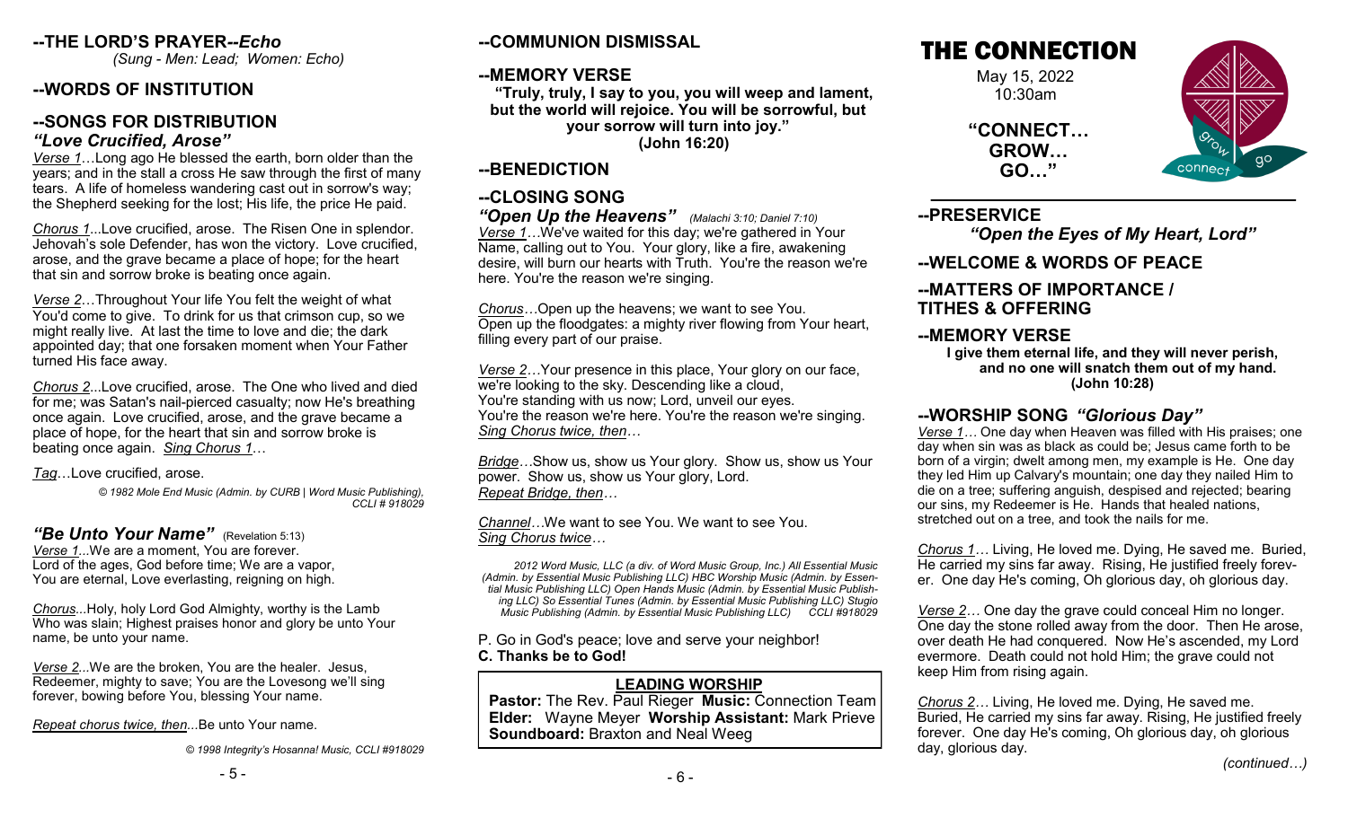## --THE LORD'S PRAYER--*Echo*

*(Sung - Men: Lead; Women: Echo)*

## --WORDS OF INSTITUTION

## --SONGS FOR DISTRIBUTION

### *"Love Crucified, Arose"*

*Verse 1*…Long ago He blessed the earth, born older than the years; and in the stall a cross He saw through the first of many tears. A life of homeless wandering cast out in sorrow's way; the Shepherd seeking for the lost; His life, the price He paid.

*Chorus 1*...Love crucified, arose. The Risen One in splendor. Jehovah's sole Defender, has won the victory. Love crucified, arose, and the grave became a place of hope; for the heart that sin and sorrow broke is beating once again.

*Verse 2*…Throughout Your life You felt the weight of what You'd come to give. To drink for us that crimson cup, so we might really live. At last the time to love and die; the dark appointed day; that one forsaken moment when Your Father turned His face away.

*Chorus 2*...Love crucified, arose. The One who lived and died for me; was Satan's nail-pierced casualty; now He's breathing once again. Love crucified, arose, and the grave became a place of hope, for the heart that sin and sorrow broke is beating once again. *Sing Chorus 1*…

*Tag*…Love crucified, arose.

*© 1982 Mole End Music (Admin. by CURB | Word Music Publishing), CCLI # 918029*

### *"Be Unto Your Name"* (Revelation 5:13)

*Verse 1*...We are a moment, You are forever. Lord of the ages, God before time; We are a vapor, You are eternal, Love everlasting, reigning on high.

*Chorus*...Holy, holy Lord God Almighty, worthy is the Lamb Who was slain; Highest praises honor and glory be unto Your name, be unto your name.

*Verse 2*...We are the broken, You are the healer. Jesus, Redeemer, mighty to save; You are the Lovesong we'll sing forever, bowing before You, blessing Your name.

*Repeat chorus twice, then*...Be unto Your name.

*© 1998 Integrity's Hosanna! Music, CCLI #918029*

## --COMMUNION DISMISSAL

## --MEMORY VERSE

**"Truly, truly, I say to you, you will weep and lament, but the world will rejoice. You will be sorrowful, but your sorrow will turn into joy." (John 16:20)**

## --BENEDICTION

## --CLOSING SONG

### *"Open Up the Heavens"* *(Malachi 3:10; Daniel 7:10)*

*Verse 1*…We've waited for this day; we're gathered in Your Name, calling out to You. Your glory, like a fire, awakening desire, will burn our hearts with Truth. You're the reason we're here. You're the reason we're singing.

*Chorus*…Open up the heavens; we want to see You. Open up the floodgates: a mighty river flowing from Your heart, filling every part of our praise.

*Verse 2*…Your presence in this place, Your glory on our face, we're looking to the sky. Descending like a cloud, You're standing with us now; Lord, unveil our eyes. You're the reason we're here. You're the reason we're singing. *Sing Chorus twice, then*…

*Bridge*…Show us, show us Your glory. Show us, show us Your power. Show us, show us Your glory, Lord. *Repeat Bridge, then*…

*Channel*…We want to see You. We want to see You. *Sing Chorus twice*…

*2012 Word Music, LLC (a div. of Word Music Group, Inc.) All Essential Music (Admin. by Essential Music Publishing LLC) HBC Worship Music (Admin. by Essential Music Publishing LLC) Open Hands Music (Admin. by Essential Music Publishing LLC) So Essential Tunes (Admin. by Essential Music Publishing LLC) Stugio Music Publishing (Admin. by Essential Music Publishing LLC) CCLI #918029*

P. Go in God's peace; love and serve your neighbor!
**C. Thanks be to God!**

### LEADING WORSHIP

**Pastor:** The Rev. Paul Rieger **Music:** Connection Team
**Elder:** Wayne Meyer **Worship Assistant:** Mark Prieve
**Soundboard:** Braxton and Neal Weeg

# THE CONNECTION

May 15, 2022
10:30am

**"CONNECT… GROW… GO…"**

## --PRESERVICE

*"Open the Eyes of My Heart, Lord"*

## --WELCOME & WORDS OF PEACE

## --MATTERS OF IMPORTANCE / TITHES & OFFERING

## --MEMORY VERSE

**I give them eternal life, and they will never perish, and no one will snatch them out of my hand. (John 10:28)**

## --WORSHIP SONG *"Glorious Day"*

*Verse 1*… One day when Heaven was filled with His praises; one day when sin was as black as could be; Jesus came forth to be born of a virgin; dwelt among men, my example is He. One day they led Him up Calvary's mountain; one day they nailed Him to die on a tree; suffering anguish, despised and rejected; bearing our sins, my Redeemer is He. Hands that healed nations, stretched out on a tree, and took the nails for me.

*Chorus 1*… Living, He loved me. Dying, He saved me. Buried, He carried my sins far away. Rising, He justified freely forever. One day He's coming, Oh glorious day, oh glorious day.

*Verse 2*… One day the grave could conceal Him no longer. One day the stone rolled away from the door. Then He arose, over death He had conquered. Now He's ascended, my Lord evermore. Death could not hold Him; the grave could not keep Him from rising again.

*Chorus 2*… Living, He loved me. Dying, He saved me. Buried, He carried my sins far away. Rising, He justified freely forever. One day He's coming, Oh glorious day, oh glorious day.

*(continued…)*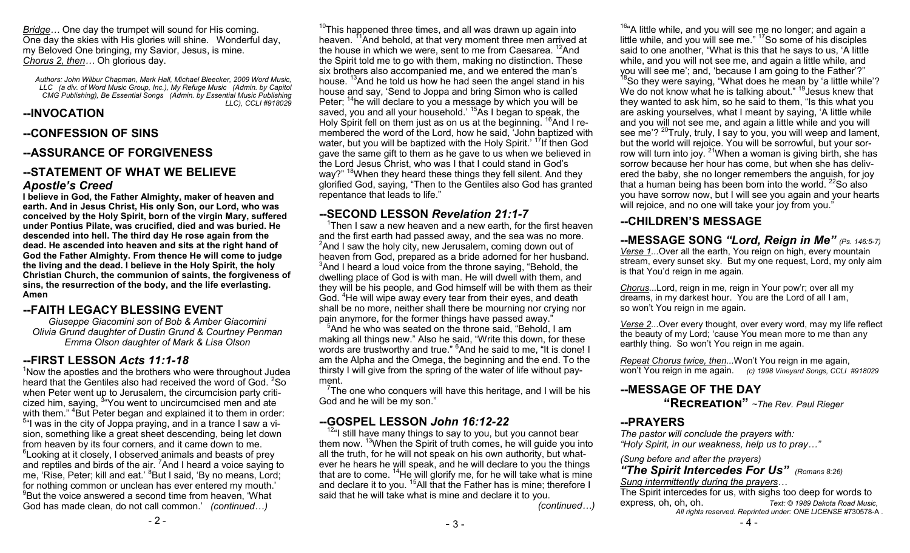*Bridge*… One day the trumpet will sound for His coming. One day the skies with His glories will shine. Wonderful day, my Beloved One bringing, my Savior, Jesus, is mine.
*Chorus 2, then*… Oh glorious day.

*Authors: John Wilbur Chapman, Mark Hall, Michael Bleecker, 2009 Word Music, LLC (a div. of Word Music Group, Inc.), My Refuge Music (Admin. by Capitol CMG Publishing), Be Essential Songs (Admin. by Essential Music Publishing LLC), CCLI #918029*

## --INVOCATION

## --CONFESSION OF SINS

## --ASSURANCE OF FORGIVENESS

## --STATEMENT OF WHAT WE BELIEVE

### *Apostle's Creed*

**I believe in God, the Father Almighty, maker of heaven and earth. And in Jesus Christ, His only Son, our Lord, who was conceived by the Holy Spirit, born of the virgin Mary, suffered under Pontius Pilate, was crucified, died and was buried. He descended into hell. The third day He rose again from the dead. He ascended into heaven and sits at the right hand of God the Father Almighty. From thence He will come to judge the living and the dead. I believe in the Holy Spirit, the holy Christian Church, the communion of saints, the forgiveness of sins, the resurrection of the body, and the life everlasting. Amen**

## --FAITH LEGACY BLESSING EVENT

*Giuseppe Giacomini son of Bob & Amber Giacomini*
*Olivia Grund daughter of Dustin Grund & Courtney Penman*
*Emma Olson daughter of Mark & Lisa Olson*

## --FIRST LESSON *Acts 11:1-18*

[1]Now the apostles and the brothers who were throughout Judea heard that the Gentiles also had received the word of God. [2]So when Peter went up to Jerusalem, the circumcision party criticized him, saying, [3]"You went to uncircumcised men and ate with them." [4]But Peter began and explained it to them in order: [5]"I was in the city of Joppa praying, and in a trance I saw a vision, something like a great sheet descending, being let down from heaven by its four corners, and it came down to me. [6]Looking at it closely, I observed animals and beasts of prey and reptiles and birds of the air. [7]And I heard a voice saying to me, 'Rise, Peter; kill and eat.' [8]But I said, 'By no means, Lord; for nothing common or unclean has ever entered my mouth.' [9]But the voice answered a second time from heaven, 'What God has made clean, do not call common.' *(continued…)*

[10]This happened three times, and all was drawn up again into heaven. [11]And behold, at that very moment three men arrived at the house in which we were, sent to me from Caesarea. [12]And the Spirit told me to go with them, making no distinction. These six brothers also accompanied me, and we entered the man's house. [13]And he told us how he had seen the angel stand in his house and say, 'Send to Joppa and bring Simon who is called Peter; [14]he will declare to you a message by which you will be saved, you and all your household.' [15]As I began to speak, the Holy Spirit fell on them just as on us at the beginning. [16]And I remembered the word of the Lord, how he said, 'John baptized with water, but you will be baptized with the Holy Spirit.' [17]If then God gave the same gift to them as he gave to us when we believed in the Lord Jesus Christ, who was I that I could stand in God's way?" [18]When they heard these things they fell silent. And they glorified God, saying, "Then to the Gentiles also God has granted repentance that leads to life."

## --SECOND LESSON *Revelation 21:1-7*

[1]Then I saw a new heaven and a new earth, for the first heaven and the first earth had passed away, and the sea was no more. [2]And I saw the holy city, new Jerusalem, coming down out of heaven from God, prepared as a bride adorned for her husband. [3]And I heard a loud voice from the throne saying, "Behold, the dwelling place of God is with man. He will dwell with them, and they will be his people, and God himself will be with them as their God. [4]He will wipe away every tear from their eyes, and death shall be no more, neither shall there be mourning nor crying nor pain anymore, for the former things have passed away."

[5]And he who was seated on the throne said, "Behold, I am making all things new." Also he said, "Write this down, for these words are trustworthy and true." [6]And he said to me, "It is done! I am the Alpha and the Omega, the beginning and the end. To the thirsty I will give from the spring of the water of life without payment.

[7]The one who conquers will have this heritage, and I will be his God and he will be my son."

## --GOSPEL LESSON *John 16:12-22*

[12]"I still have many things to say to you, but you cannot bear them now. [13]When the Spirit of truth comes, he will guide you into all the truth, for he will not speak on his own authority, but whatever he hears he will speak, and he will declare to you the things that are to come. [14]He will glorify me, for he will take what is mine and declare it to you. [15]All that the Father has is mine; therefore I said that he will take what is mine and declare it to you.
*(continued…)*

[16]"A little while, and you will see me no longer; and again a little while, and you will see me." [17]So some of his disciples said to one another, "What is this that he says to us, 'A little while, and you will not see me, and again a little while, and you will see me'; and, 'because I am going to the Father'?" [18]So they were saying, "What does he mean by 'a little while'? We do not know what he is talking about." [19]Jesus knew that they wanted to ask him, so he said to them, "Is this what you are asking yourselves, what I meant by saying, 'A little while and you will not see me, and again a little while and you will see me'? [20]Truly, truly, I say to you, you will weep and lament, but the world will rejoice. You will be sorrowful, but your sorrow will turn into joy. [21]When a woman is giving birth, she has sorrow because her hour has come, but when she has delivered the baby, she no longer remembers the anguish, for joy that a human being has been born into the world. [22]So also you have sorrow now, but I will see you again and your hearts will rejoice, and no one will take your joy from you."

## --CHILDREN'S MESSAGE

## --MESSAGE SONG *"Lord, Reign in Me"* *(Ps. 146:5-7)*

*Verse 1*...Over all the earth, You reign on high, every mountain stream, every sunset sky. But my one request, Lord, my only aim is that You'd reign in me again.

*Chorus*...Lord, reign in me, reign in Your pow'r; over all my dreams, in my darkest hour. You are the Lord of all I am, so won't You reign in me again.

*Verse 2*...Over every thought, over every word, may my life reflect the beauty of my Lord; 'cause You mean more to me than any earthly thing. So won't You reign in me again.

*Repeat Chorus twice, then*...Won't You reign in me again, won't You reign in me again. *(c) 1998 Vineyard Songs, CCLI #918029*

## --MESSAGE OF THE DAY

**"Recreation"** *~The Rev. Paul Rieger*

## --PRAYERS

*The pastor will conclude the prayers with:*
*"Holy Spirit, in our weakness, help us to pray…"*

*(Sung before and after the prayers)*

***"The Spirit Intercedes For Us"*** *(Romans 8:26)*

*Sung intermittently during the prayers*…
The Spirit intercedes for us, with sighs too deep for words to express, oh, oh, oh. *Text: © 1989 Dakota Road Music, All rights reserved. Reprinted under: ONE LICENSE #730578-A .*